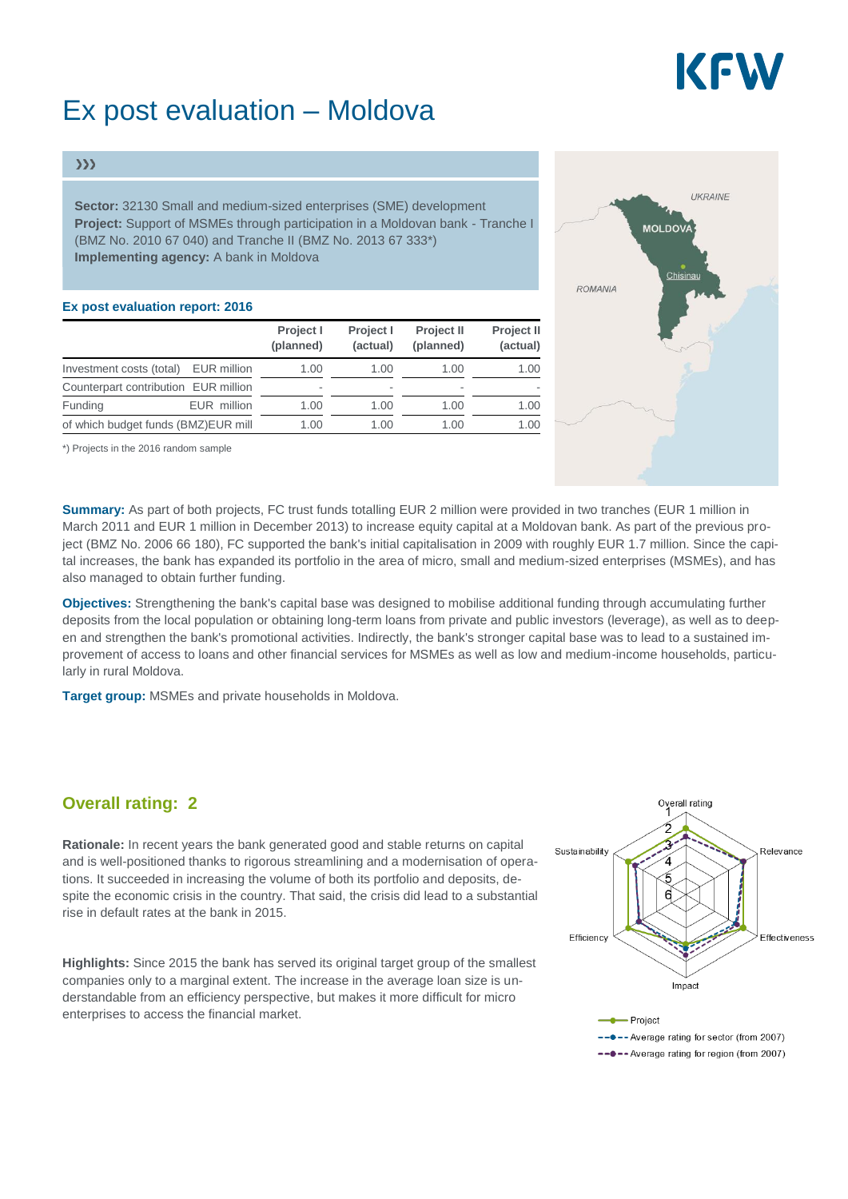# Ex post evaluation – Moldova

**Sector:** 32130 Small and medium-sized enterprises (SME) development
**Project:** Support of MSMEs through participation in a Moldovan bank - Tranche I (BMZ No. 2010 67 040) and Tranche II (BMZ No. 2013 67 333*)
**Implementing agency:** A bank in Moldova

## Ex post evaluation report: 2016

| | | Project I (planned) | Project I (actual) | Project II (planned) | Project II (actual) |
|---|---|---|---|---|---|
| Investment costs (total) | EUR million | 1.00 | 1.00 | 1.00 | 1.00 |
| Counterpart contribution | EUR million | - | - | - | - |
| Funding | EUR million | 1.00 | 1.00 | 1.00 | 1.00 |
| of which budget funds (BMZ) | EUR mill | 1.00 | 1.00 | 1.00 | 1.00 |

*) Projects in the 2016 random sample

**Summary:** As part of both projects, FC trust funds totalling EUR 2 million were provided in two tranches (EUR 1 million in March 2011 and EUR 1 million in December 2013) to increase equity capital at a Moldovan bank. As part of the previous project (BMZ No. 2006 66 180), FC supported the bank's initial capitalisation in 2009 with roughly EUR 1.7 million. Since the capital increases, the bank has expanded its portfolio in the area of micro, small and medium-sized enterprises (MSMEs), and has also managed to obtain further funding.

**Objectives:** Strengthening the bank's capital base was designed to mobilise additional funding through accumulating further deposits from the local population or obtaining long-term loans from private and public investors (leverage), as well as to deepen and strengthen the bank's promotional activities. Indirectly, the bank's stronger capital base was to lead to a sustained improvement of access to loans and other financial services for MSMEs as well as low and medium-income households, particularly in rural Moldova.

**Target group:** MSMEs and private households in Moldova.

## Overall rating: 2

**Rationale:** In recent years the bank generated good and stable returns on capital and is well-positioned thanks to rigorous streamlining and a modernisation of operations. It succeeded in increasing the volume of both its portfolio and deposits, despite the economic crisis in the country. That said, the crisis did lead to a substantial rise in default rates at the bank in 2015.

**Highlights:** Since 2015 the bank has served its original target group of the smallest companies only to a marginal extent. The increase in the average loan size is understandable from an efficiency perspective, but makes it more difficult for micro enterprises to access the financial market.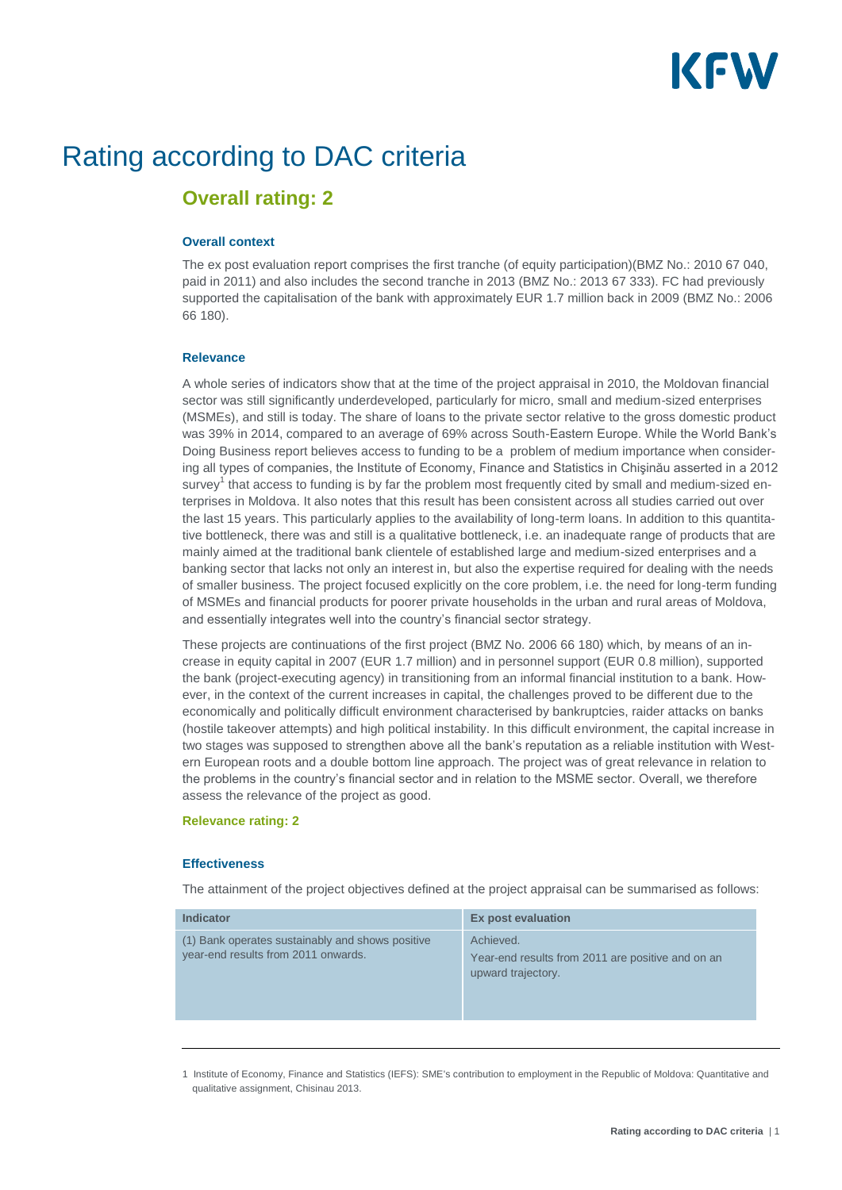# Rating according to DAC criteria

## Overall rating: 2

### Overall context

The ex post evaluation report comprises the first tranche (of equity participation)(BMZ No.: 2010 67 040, paid in 2011) and also includes the second tranche in 2013 (BMZ No.: 2013 67 333). FC had previously supported the capitalisation of the bank with approximately EUR 1.7 million back in 2009 (BMZ No.: 2006 66 180).

### Relevance

A whole series of indicators show that at the time of the project appraisal in 2010, the Moldovan financial sector was still significantly underdeveloped, particularly for micro, small and medium-sized enterprises (MSMEs), and still is today. The share of loans to the private sector relative to the gross domestic product was 39% in 2014, compared to an average of 69% across South-Eastern Europe. While the World Bank's Doing Business report believes access to funding to be a problem of medium importance when considering all types of companies, the Institute of Economy, Finance and Statistics in Chişinău asserted in a 2012 survey[1] that access to funding is by far the problem most frequently cited by small and medium-sized enterprises in Moldova. It also notes that this result has been consistent across all studies carried out over the last 15 years. This particularly applies to the availability of long-term loans. In addition to this quantitative bottleneck, there was and still is a qualitative bottleneck, i.e. an inadequate range of products that are mainly aimed at the traditional bank clientele of established large and medium-sized enterprises and a banking sector that lacks not only an interest in, but also the expertise required for dealing with the needs of smaller business. The project focused explicitly on the core problem, i.e. the need for long-term funding of MSMEs and financial products for poorer private households in the urban and rural areas of Moldova, and essentially integrates well into the country's financial sector strategy.

These projects are continuations of the first project (BMZ No. 2006 66 180) which, by means of an increase in equity capital in 2007 (EUR 1.7 million) and in personnel support (EUR 0.8 million), supported the bank (project-executing agency) in transitioning from an informal financial institution to a bank. However, in the context of the current increases in capital, the challenges proved to be different due to the economically and politically difficult environment characterised by bankruptcies, raider attacks on banks (hostile takeover attempts) and high political instability. In this difficult environment, the capital increase in two stages was supposed to strengthen above all the bank's reputation as a reliable institution with Western European roots and a double bottom line approach. The project was of great relevance in relation to the problems in the country's financial sector and in relation to the MSME sector. Overall, we therefore assess the relevance of the project as good.

**Relevance rating: 2**

### Effectiveness

The attainment of the project objectives defined at the project appraisal can be summarised as follows:

| Indicator | Ex post evaluation |
|---|---|
| (1) Bank operates sustainably and shows positive year-end results from 2011 onwards. | Achieved.<br>Year-end results from 2011 are positive and on an upward trajectory. |

---

1 Institute of Economy, Finance and Statistics (IEFS): SME's contribution to employment in the Republic of Moldova: Quantitative and qualitative assignment, Chisinau 2013.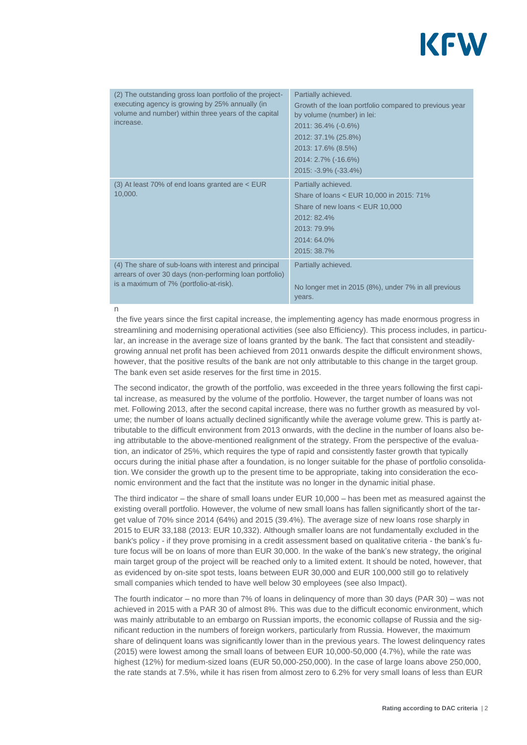| | |
|---|---|
| (2) The outstanding gross loan portfolio of the project-executing agency is growing by 25% annually (in volume and number) within three years of the capital increase. | Partially achieved.<br>Growth of the loan portfolio compared to previous year by volume (number) in lei:<br>2011: 36.4% (-0.6%)<br>2012: 37.1% (25.8%)<br>2013: 17.6% (8.5%)<br>2014: 2.7% (-16.6%)<br>2015: -3.9% (-33.4%) |
| (3) At least 70% of end loans granted are < EUR 10,000. | Partially achieved.<br>Share of loans < EUR 10,000 in 2015: 71%<br>Share of new loans < EUR 10,000<br>2012: 82.4%<br>2013: 79.9%<br>2014: 64.0%<br>2015: 38.7% |
| (4) The share of sub-loans with interest and principal arrears of over 30 days (non-performing loan portfolio) is a maximum of 7% (portfolio-at-risk). | Partially achieved.<br><br>No longer met in 2015 (8%), under 7% in all previous years. |

n

the five years since the first capital increase, the implementing agency has made enormous progress in streamlining and modernising operational activities (see also Efficiency). This process includes, in particular, an increase in the average size of loans granted by the bank. The fact that consistent and steadily-growing annual net profit has been achieved from 2011 onwards despite the difficult environment shows, however, that the positive results of the bank are not only attributable to this change in the target group. The bank even set aside reserves for the first time in 2015.

The second indicator, the growth of the portfolio, was exceeded in the three years following the first capital increase, as measured by the volume of the portfolio. However, the target number of loans was not met. Following 2013, after the second capital increase, there was no further growth as measured by volume; the number of loans actually declined significantly while the average volume grew. This is partly attributable to the difficult environment from 2013 onwards, with the decline in the number of loans also being attributable to the above-mentioned realignment of the strategy. From the perspective of the evaluation, an indicator of 25%, which requires the type of rapid and consistently faster growth that typically occurs during the initial phase after a foundation, is no longer suitable for the phase of portfolio consolidation. We consider the growth up to the present time to be appropriate, taking into consideration the economic environment and the fact that the institute was no longer in the dynamic initial phase.

The third indicator – the share of small loans under EUR 10,000 – has been met as measured against the existing overall portfolio. However, the volume of new small loans has fallen significantly short of the target value of 70% since 2014 (64%) and 2015 (39.4%). The average size of new loans rose sharply in 2015 to EUR 33,188 (2013: EUR 10,332). Although smaller loans are not fundamentally excluded in the bank's policy - if they prove promising in a credit assessment based on qualitative criteria - the bank's future focus will be on loans of more than EUR 30,000. In the wake of the bank's new strategy, the original main target group of the project will be reached only to a limited extent. It should be noted, however, that as evidenced by on-site spot tests, loans between EUR 30,000 and EUR 100,000 still go to relatively small companies which tended to have well below 30 employees (see also Impact).

The fourth indicator – no more than 7% of loans in delinquency of more than 30 days (PAR 30) – was not achieved in 2015 with a PAR 30 of almost 8%. This was due to the difficult economic environment, which was mainly attributable to an embargo on Russian imports, the economic collapse of Russia and the significant reduction in the numbers of foreign workers, particularly from Russia. However, the maximum share of delinquent loans was significantly lower than in the previous years. The lowest delinquency rates (2015) were lowest among the small loans of between EUR 10,000-50,000 (4.7%), while the rate was highest (12%) for medium-sized loans (EUR 50,000-250,000). In the case of large loans above 250,000, the rate stands at 7.5%, while it has risen from almost zero to 6.2% for very small loans of less than EUR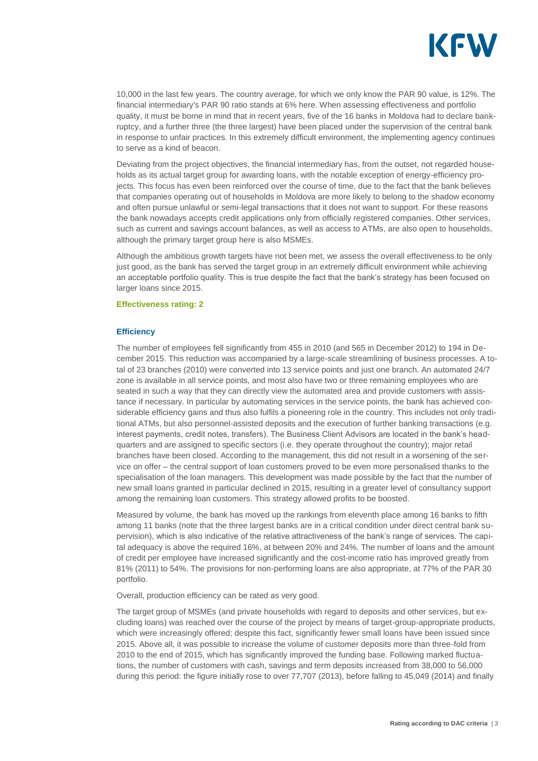10,000 in the last few years. The country average, for which we only know the PAR 90 value, is 12%. The financial intermediary's PAR 90 ratio stands at 6% here. When assessing effectiveness and portfolio quality, it must be borne in mind that in recent years, five of the 16 banks in Moldova had to declare bankruptcy, and a further three (the three largest) have been placed under the supervision of the central bank in response to unfair practices. In this extremely difficult environment, the implementing agency continues to serve as a kind of beacon.

Deviating from the project objectives, the financial intermediary has, from the outset, not regarded households as its actual target group for awarding loans, with the notable exception of energy-efficiency projects. This focus has even been reinforced over the course of time, due to the fact that the bank believes that companies operating out of households in Moldova are more likely to belong to the shadow economy and often pursue unlawful or semi-legal transactions that it does not want to support. For these reasons the bank nowadays accepts credit applications only from officially registered companies. Other services, such as current and savings account balances, as well as access to ATMs, are also open to households, although the primary target group here is also MSMEs.

Although the ambitious growth targets have not been met, we assess the overall effectiveness to be only just good, as the bank has served the target group in an extremely difficult environment while achieving an acceptable portfolio quality. This is true despite the fact that the bank's strategy has been focused on larger loans since 2015.

**Effectiveness rating: 2**

### Efficiency

The number of employees fell significantly from 455 in 2010 (and 565 in December 2012) to 194 in December 2015. This reduction was accompanied by a large-scale streamlining of business processes. A total of 23 branches (2010) were converted into 13 service points and just one branch. An automated 24/7 zone is available in all service points, and most also have two or three remaining employees who are seated in such a way that they can directly view the automated area and provide customers with assistance if necessary. In particular by automating services in the service points, the bank has achieved considerable efficiency gains and thus also fulfils a pioneering role in the country. This includes not only traditional ATMs, but also personnel-assisted deposits and the execution of further banking transactions (e.g. interest payments, credit notes, transfers). The Business Client Advisors are located in the bank's headquarters and are assigned to specific sectors (i.e. they operate throughout the country); major retail branches have been closed. According to the management, this did not result in a worsening of the service on offer – the central support of loan customers proved to be even more personalised thanks to the specialisation of the loan managers. This development was made possible by the fact that the number of new small loans granted in particular declined in 2015, resulting in a greater level of consultancy support among the remaining loan customers. This strategy allowed profits to be boosted.

Measured by volume, the bank has moved up the rankings from eleventh place among 16 banks to fifth among 11 banks (note that the three largest banks are in a critical condition under direct central bank supervision), which is also indicative of the relative attractiveness of the bank's range of services. The capital adequacy is above the required 16%, at between 20% and 24%. The number of loans and the amount of credit per employee have increased significantly and the cost-income ratio has improved greatly from 81% (2011) to 54%. The provisions for non-performing loans are also appropriate, at 77% of the PAR 30 portfolio.

Overall, production efficiency can be rated as very good.

The target group of MSMEs (and private households with regard to deposits and other services, but excluding loans) was reached over the course of the project by means of target-group-appropriate products, which were increasingly offered; despite this fact, significantly fewer small loans have been issued since 2015. Above all, it was possible to increase the volume of customer deposits more than three-fold from 2010 to the end of 2015, which has significantly improved the funding base. Following marked fluctuations, the number of customers with cash, savings and term deposits increased from 38,000 to 56,000 during this period: the figure initially rose to over 77,707 (2013), before falling to 45,049 (2014) and finally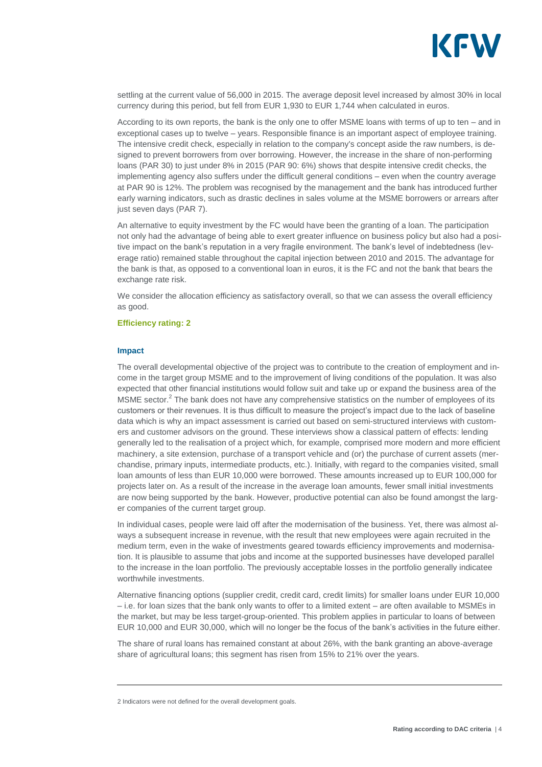settling at the current value of 56,000 in 2015. The average deposit level increased by almost 30% in local currency during this period, but fell from EUR 1,930 to EUR 1,744 when calculated in euros.

According to its own reports, the bank is the only one to offer MSME loans with terms of up to ten – and in exceptional cases up to twelve – years. Responsible finance is an important aspect of employee training. The intensive credit check, especially in relation to the company's concept aside the raw numbers, is designed to prevent borrowers from over borrowing. However, the increase in the share of non-performing loans (PAR 30) to just under 8% in 2015 (PAR 90: 6%) shows that despite intensive credit checks, the implementing agency also suffers under the difficult general conditions – even when the country average at PAR 90 is 12%. The problem was recognised by the management and the bank has introduced further early warning indicators, such as drastic declines in sales volume at the MSME borrowers or arrears after just seven days (PAR 7).

An alternative to equity investment by the FC would have been the granting of a loan. The participation not only had the advantage of being able to exert greater influence on business policy but also had a positive impact on the bank's reputation in a very fragile environment. The bank's level of indebtedness (leverage ratio) remained stable throughout the capital injection between 2010 and 2015. The advantage for the bank is that, as opposed to a conventional loan in euros, it is the FC and not the bank that bears the exchange rate risk.

We consider the allocation efficiency as satisfactory overall, so that we can assess the overall efficiency as good.

**Efficiency rating: 2**

**Impact**

The overall developmental objective of the project was to contribute to the creation of employment and income in the target group MSME and to the improvement of living conditions of the population. It was also expected that other financial institutions would follow suit and take up or expand the business area of the MSME sector.[2] The bank does not have any comprehensive statistics on the number of employees of its customers or their revenues. It is thus difficult to measure the project's impact due to the lack of baseline data which is why an impact assessment is carried out based on semi-structured interviews with customers and customer advisors on the ground. These interviews show a classical pattern of effects: lending generally led to the realisation of a project which, for example, comprised more modern and more efficient machinery, a site extension, purchase of a transport vehicle and (or) the purchase of current assets (merchandise, primary inputs, intermediate products, etc.). Initially, with regard to the companies visited, small loan amounts of less than EUR 10,000 were borrowed. These amounts increased up to EUR 100,000 for projects later on. As a result of the increase in the average loan amounts, fewer small initial investments are now being supported by the bank. However, productive potential can also be found amongst the larger companies of the current target group.

In individual cases, people were laid off after the modernisation of the business. Yet, there was almost always a subsequent increase in revenue, with the result that new employees were again recruited in the medium term, even in the wake of investments geared towards efficiency improvements and modernisation. It is plausible to assume that jobs and income at the supported businesses have developed parallel to the increase in the loan portfolio. The previously acceptable losses in the portfolio generally indicatee worthwhile investments.

Alternative financing options (supplier credit, credit card, credit limits) for smaller loans under EUR 10,000 – i.e. for loan sizes that the bank only wants to offer to a limited extent – are often available to MSMEs in the market, but may be less target-group-oriented. This problem applies in particular to loans of between EUR 10,000 and EUR 30,000, which will no longer be the focus of the bank's activities in the future either.

The share of rural loans has remained constant at about 26%, with the bank granting an above-average share of agricultural loans; this segment has risen from 15% to 21% over the years.

---

2 Indicators were not defined for the overall development goals.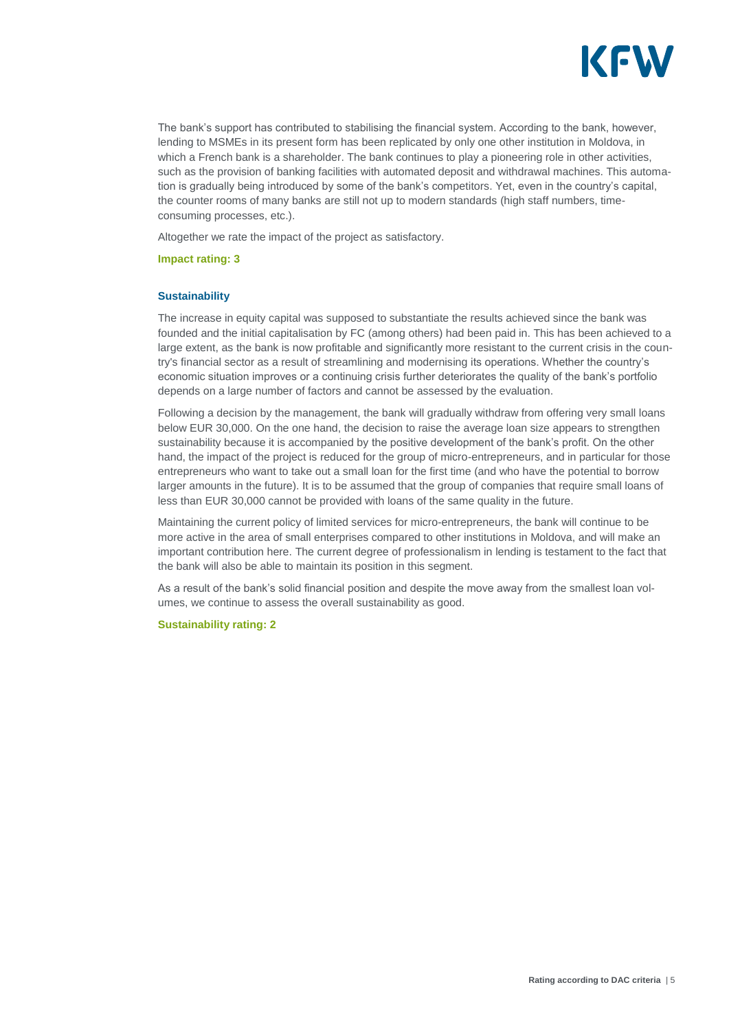The bank's support has contributed to stabilising the financial system. According to the bank, however, lending to MSMEs in its present form has been replicated by only one other institution in Moldova, in which a French bank is a shareholder. The bank continues to play a pioneering role in other activities, such as the provision of banking facilities with automated deposit and withdrawal machines. This automation is gradually being introduced by some of the bank's competitors. Yet, even in the country's capital, the counter rooms of many banks are still not up to modern standards (high staff numbers, time-consuming processes, etc.).

Altogether we rate the impact of the project as satisfactory.

**Impact rating: 3**

### Sustainability

The increase in equity capital was supposed to substantiate the results achieved since the bank was founded and the initial capitalisation by FC (among others) had been paid in. This has been achieved to a large extent, as the bank is now profitable and significantly more resistant to the current crisis in the country's financial sector as a result of streamlining and modernising its operations. Whether the country's economic situation improves or a continuing crisis further deteriorates the quality of the bank's portfolio depends on a large number of factors and cannot be assessed by the evaluation.

Following a decision by the management, the bank will gradually withdraw from offering very small loans below EUR 30,000. On the one hand, the decision to raise the average loan size appears to strengthen sustainability because it is accompanied by the positive development of the bank's profit. On the other hand, the impact of the project is reduced for the group of micro-entrepreneurs, and in particular for those entrepreneurs who want to take out a small loan for the first time (and who have the potential to borrow larger amounts in the future). It is to be assumed that the group of companies that require small loans of less than EUR 30,000 cannot be provided with loans of the same quality in the future.

Maintaining the current policy of limited services for micro-entrepreneurs, the bank will continue to be more active in the area of small enterprises compared to other institutions in Moldova, and will make an important contribution here. The current degree of professionalism in lending is testament to the fact that the bank will also be able to maintain its position in this segment.

As a result of the bank's solid financial position and despite the move away from the smallest loan volumes, we continue to assess the overall sustainability as good.

**Sustainability rating: 2**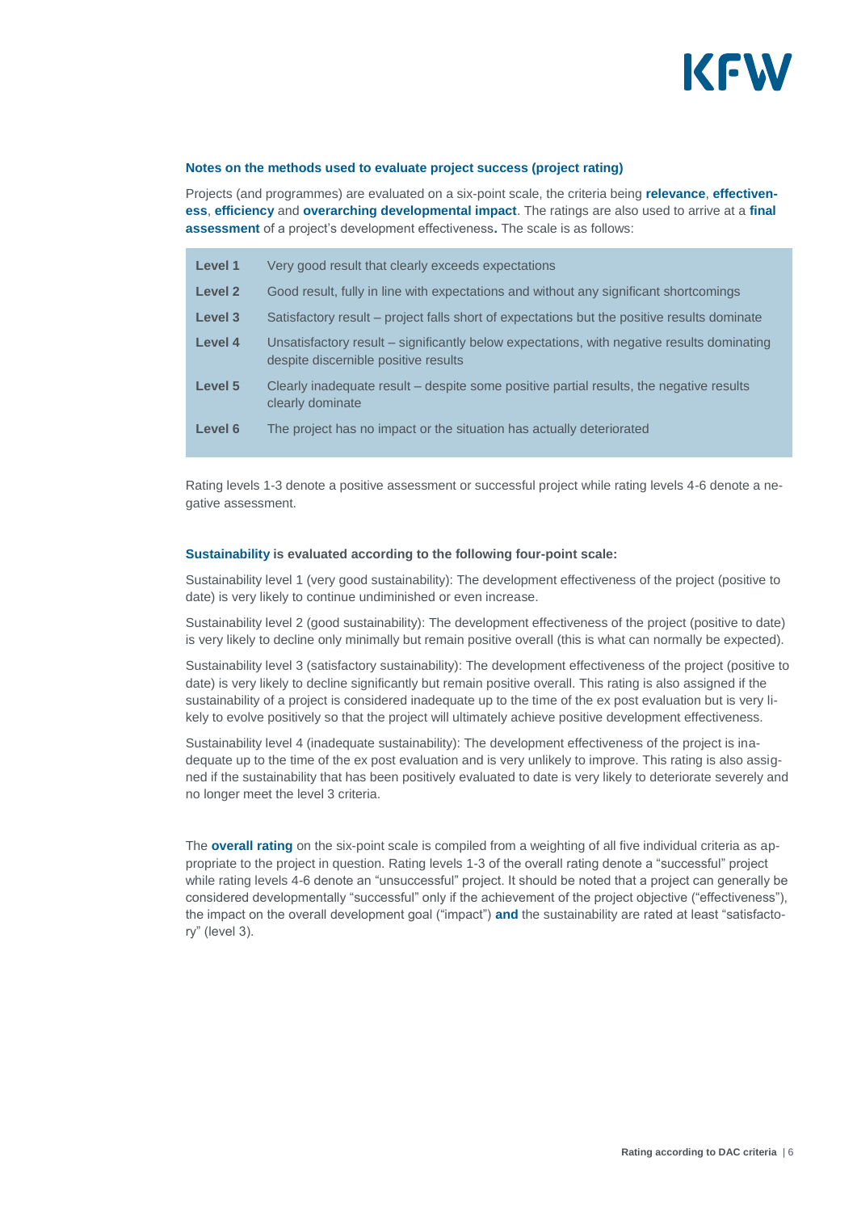### Notes on the methods used to evaluate project success (project rating)

Projects (and programmes) are evaluated on a six-point scale, the criteria being **relevance**, **effectiveness**, **efficiency** and **overarching developmental impact**. The ratings are also used to arrive at a **final assessment** of a project's development effectiveness**.** The scale is as follows:

| | |
|---|---|
| **Level 1** | Very good result that clearly exceeds expectations |
| **Level 2** | Good result, fully in line with expectations and without any significant shortcomings |
| **Level 3** | Satisfactory result – project falls short of expectations but the positive results dominate |
| **Level 4** | Unsatisfactory result – significantly below expectations, with negative results dominating despite discernible positive results |
| **Level 5** | Clearly inadequate result – despite some positive partial results, the negative results clearly dominate |
| **Level 6** | The project has no impact or the situation has actually deteriorated |

Rating levels 1-3 denote a positive assessment or successful project while rating levels 4-6 denote a negative assessment.

**Sustainability is evaluated according to the following four-point scale:**

Sustainability level 1 (very good sustainability): The development effectiveness of the project (positive to date) is very likely to continue undiminished or even increase.

Sustainability level 2 (good sustainability): The development effectiveness of the project (positive to date) is very likely to decline only minimally but remain positive overall (this is what can normally be expected).

Sustainability level 3 (satisfactory sustainability): The development effectiveness of the project (positive to date) is very likely to decline significantly but remain positive overall. This rating is also assigned if the sustainability of a project is considered inadequate up to the time of the ex post evaluation but is very likely to evolve positively so that the project will ultimately achieve positive development effectiveness.

Sustainability level 4 (inadequate sustainability): The development effectiveness of the project is inadequate up to the time of the ex post evaluation and is very unlikely to improve. This rating is also assigned if the sustainability that has been positively evaluated to date is very likely to deteriorate severely and no longer meet the level 3 criteria.

The **overall rating** on the six-point scale is compiled from a weighting of all five individual criteria as appropriate to the project in question. Rating levels 1-3 of the overall rating denote a "successful" project while rating levels 4-6 denote an "unsuccessful" project. It should be noted that a project can generally be considered developmentally "successful" only if the achievement of the project objective ("effectiveness"), the impact on the overall development goal ("impact") **and** the sustainability are rated at least "satisfactory" (level 3).